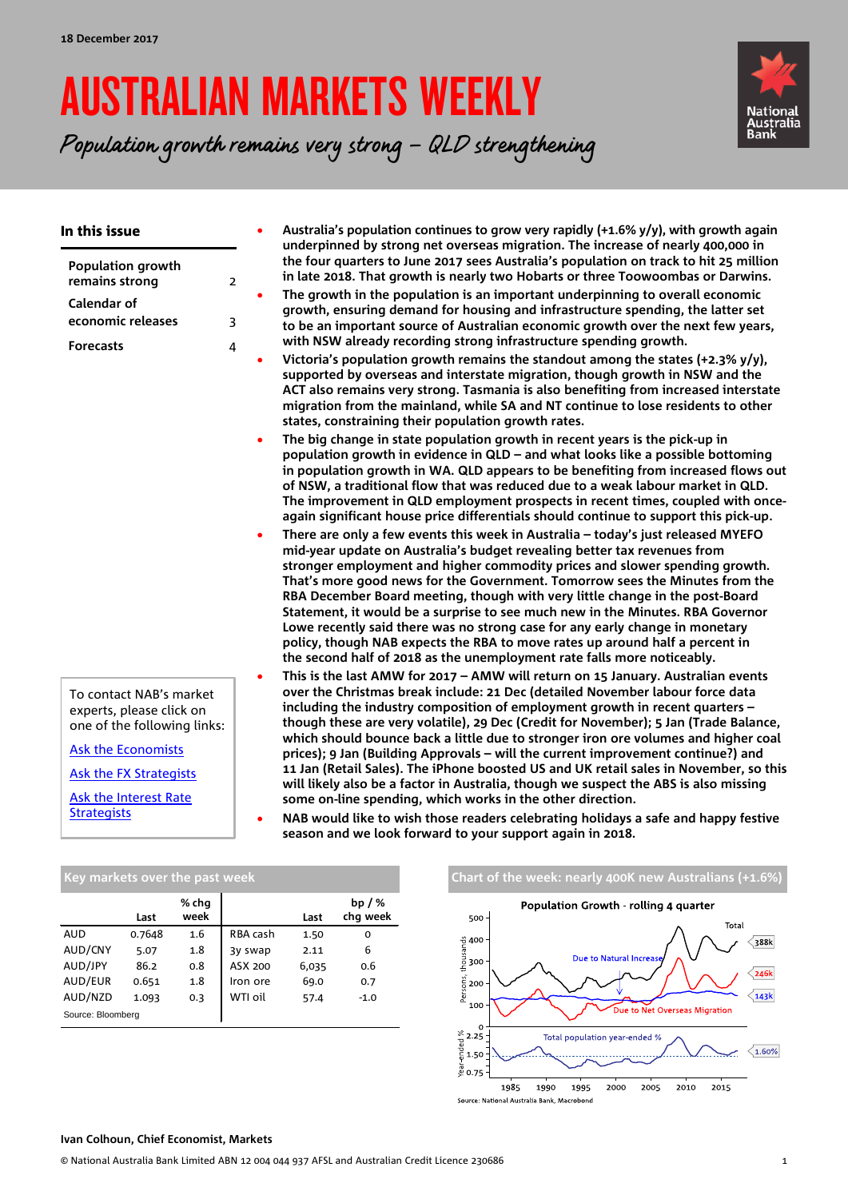18 December 2017

# AUSTRALIAN MARKETS WEEKLY

*Population growth remains very strong – QLD strengthening*

## In this issue

| | |
|---|---|
| Population growth remains strong | 2 |
| Calendar of economic releases | 3 |
| Forecasts | 4 |

- **Australia's population continues to grow very rapidly (+1.6% y/y), with growth again underpinned by strong net overseas migration. The increase of nearly 400,000 in the four quarters to June 2017 sees Australia's population on track to hit 25 million in late 2018. That growth is nearly two Hobarts or three Toowoombas or Darwins.**
- **The growth in the population is an important underpinning to overall economic growth, ensuring demand for housing and infrastructure spending, the latter set to be an important source of Australian economic growth over the next few years, with NSW already recording strong infrastructure spending growth.**
- **Victoria's population growth remains the standout among the states (+2.3% y/y), supported by overseas and interstate migration, though growth in NSW and the ACT also remains very strong. Tasmania is also benefiting from increased interstate migration from the mainland, while SA and NT continue to lose residents to other states, constraining their population growth rates.**
- **The big change in state population growth in recent years is the pick-up in population growth in evidence in QLD – and what looks like a possible bottoming in population growth in WA. QLD appears to be benefiting from increased flows out of NSW, a traditional flow that was reduced due to a weak labour market in QLD. The improvement in QLD employment prospects in recent times, coupled with once-again significant house price differentials should continue to support this pick-up.**
- **There are only a few events this week in Australia – today's just released MYEFO mid-year update on Australia's budget revealing better tax revenues from stronger employment and higher commodity prices and slower spending growth. That's more good news for the Government. Tomorrow sees the Minutes from the RBA December Board meeting, though with very little change in the post-Board Statement, it would be a surprise to see much new in the Minutes. RBA Governor Lowe recently said there was no strong case for any early change in monetary policy, though NAB expects the RBA to move rates up around half a percent in the second half of 2018 as the unemployment rate falls more noticeably.**
- **This is the last AMW for 2017 – AMW will return on 15 January. Australian events over the Christmas break include: 21 Dec (detailed November labour force data including the industry composition of employment growth in recent quarters – though these are very volatile), 29 Dec (Credit for November); 5 Jan (Trade Balance, which should bounce back a little due to stronger iron ore volumes and higher coal prices); 9 Jan (Building Approvals – will the current improvement continue?) and 11 Jan (Retail Sales). The iPhone boosted US and UK retail sales in November, so this will likely also be a factor in Australia, though we suspect the ABS is also missing some on-line spending, which works in the other direction.**
- **NAB would like to wish those readers celebrating holidays a safe and happy festive season and we look forward to your support again in 2018.**

To contact NAB's market experts, please click on one of the following links:

Ask the Economists

Ask the FX Strategists

Ask the Interest Rate Strategists

### Key markets over the past week

| | Last | % chg week | | Last | bp / % chg week |
|---|---|---|---|---|---|
| AUD | 0.7648 | 1.6 | RBA cash | 1.50 | 0 |
| AUD/CNY | 5.07 | 1.8 | 3y swap | 2.11 | 6 |
| AUD/JPY | 86.2 | 0.8 | ASX 200 | 6,035 | 0.6 |
| AUD/EUR | 0.651 | 1.8 | Iron ore | 69.0 | 0.7 |
| AUD/NZD | 1.093 | 0.3 | WTI oil | 57.4 | -1.0 |

Source: Bloomberg

### Chart of the week: nearly 400K new Australians (+1.6%)

Population Growth - rolling 4 quarter

Source: National Australia Bank, Macrobond

**Ivan Colhoun, Chief Economist, Markets**

© National Australia Bank Limited ABN 12 004 044 937 AFSL and Australian Credit Licence 230686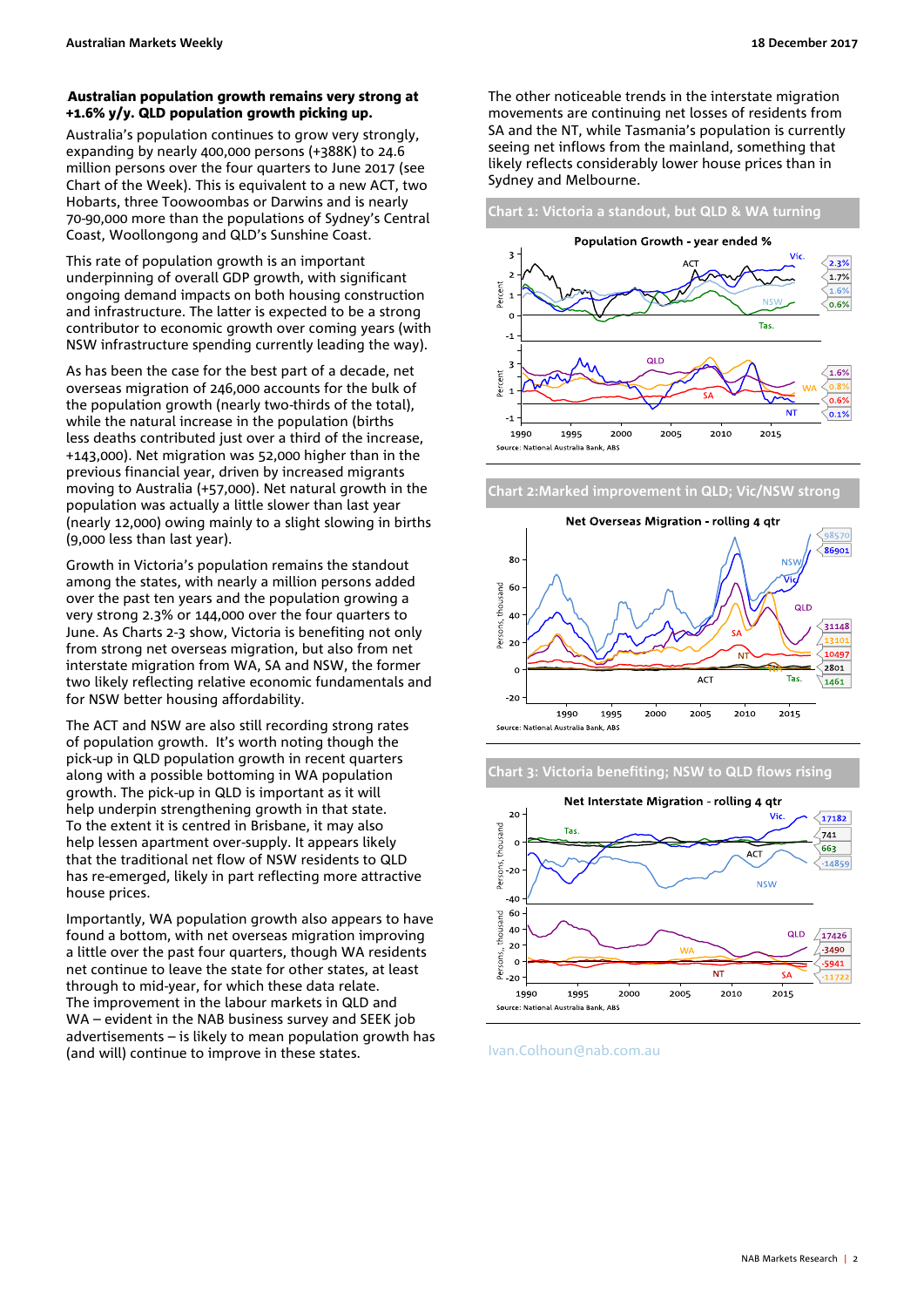**Australian population growth remains very strong at +1.6% y/y. QLD population growth picking up.**

Australia's population continues to grow very strongly, expanding by nearly 400,000 persons (+388K) to 24.6 million persons over the four quarters to June 2017 (see Chart of the Week). This is equivalent to a new ACT, two Hobarts, three Toowoombas or Darwins and is nearly 70-90,000 more than the populations of Sydney's Central Coast, Woollongong and QLD's Sunshine Coast.

This rate of population growth is an important underpinning of overall GDP growth, with significant ongoing demand impacts on both housing construction and infrastructure. The latter is expected to be a strong contributor to economic growth over coming years (with NSW infrastructure spending currently leading the way).

As has been the case for the best part of a decade, net overseas migration of 246,000 accounts for the bulk of the population growth (nearly two-thirds of the total), while the natural increase in the population (births less deaths contributed just over a third of the increase, +143,000). Net migration was 52,000 higher than in the previous financial year, driven by increased migrants moving to Australia (+57,000). Net natural growth in the population was actually a little slower than last year (nearly 12,000) owing mainly to a slight slowing in births (9,000 less than last year).

Growth in Victoria's population remains the standout among the states, with nearly a million persons added over the past ten years and the population growing a very strong 2.3% or 144,000 over the four quarters to June. As Charts 2-3 show, Victoria is benefiting not only from strong net overseas migration, but also from net interstate migration from WA, SA and NSW, the former two likely reflecting relative economic fundamentals and for NSW better housing affordability.

The ACT and NSW are also still recording strong rates of population growth. It's worth noting though the pick-up in QLD population growth in recent quarters along with a possible bottoming in WA population growth. The pick-up in QLD is important as it will help underpin strengthening growth in that state. To the extent it is centred in Brisbane, it may also help lessen apartment over-supply. It appears likely that the traditional net flow of NSW residents to QLD has re-emerged, likely in part reflecting more attractive house prices.

Importantly, WA population growth also appears to have found a bottom, with net overseas migration improving a little over the past four quarters, though WA residents net continue to leave the state for other states, at least through to mid-year, for which these data relate. The improvement in the labour markets in QLD and WA – evident in the NAB business survey and SEEK job advertisements – is likely to mean population growth has (and will) continue to improve in these states.

The other noticeable trends in the interstate migration movements are continuing net losses of residents from SA and the NT, while Tasmania's population is currently seeing net inflows from the mainland, something that likely reflects considerably lower house prices than in Sydney and Melbourne.

**Chart 1: Victoria a standout, but QLD & WA turning**

Population Growth - year ended %

Source: National Australia Bank, ABS

**Chart 2: Marked improvement in QLD; Vic/NSW strong**

Net Overseas Migration - rolling 4 qtr

Source: National Australia Bank, ABS

**Chart 3: Victoria benefiting; NSW to QLD flows rising**

Net Interstate Migration - rolling 4 qtr

Source: National Australia Bank, ABS

Ivan.Colhoun@nab.com.au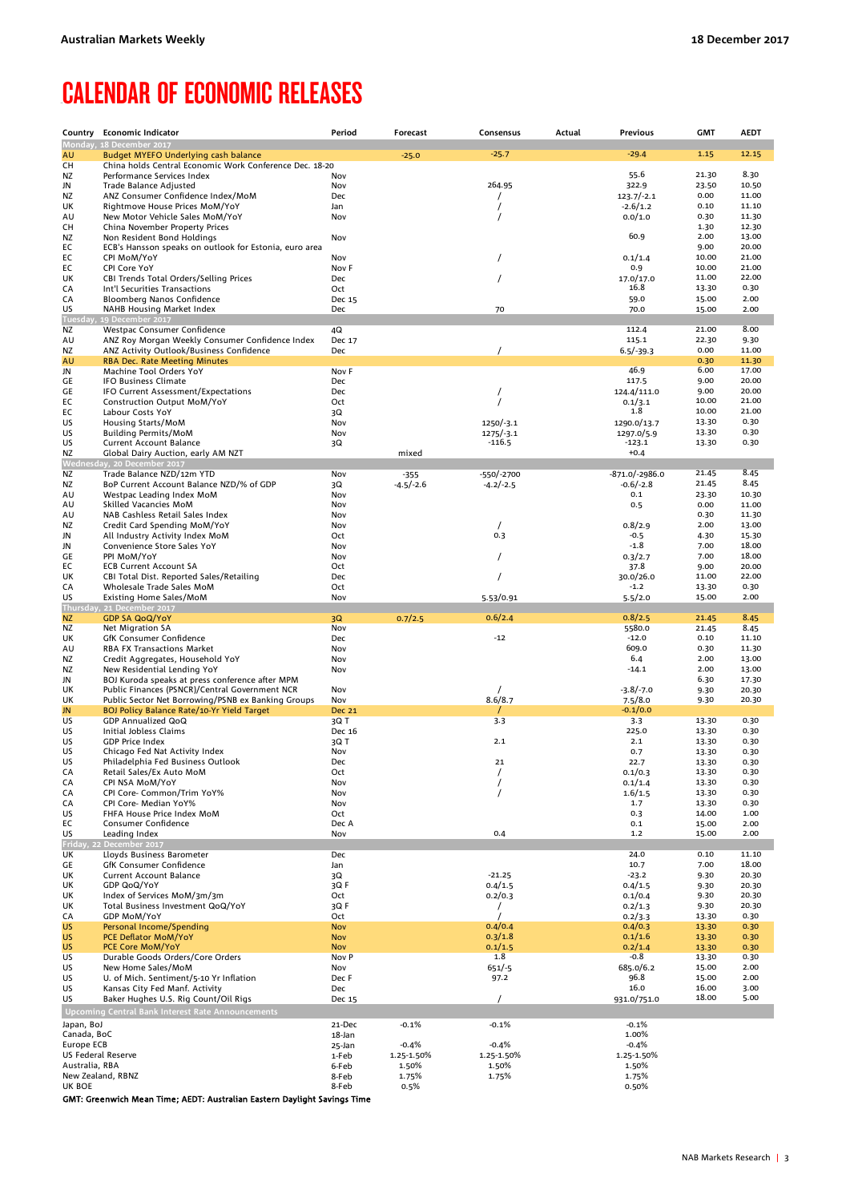# CALENDAR OF ECONOMIC RELEASES

| Country | Economic Indicator | Period | Forecast | Consensus | Actual | Previous | GMT | AEDT |
|---|---|---|---|---|---|---|---|---|
| **Monday, 18 December 2017** | | | | | | | | |
| AU | Budget MYEFO Underlying cash balance | | -25.0 | -25.7 | | -29.4 | 1.15 | 12.15 |
| CH | China holds Central Economic Work Conference Dec. 18-20 | | | | | | | |
| NZ | Performance Services Index | Nov | | | | 55.6 | 21.30 | 8.30 |
| JN | Trade Balance Adjusted | Nov | | 264.95 | | 322.9 | 23.50 | 10.50 |
| NZ | ANZ Consumer Confidence Index/MoM | Dec | | / | | 123.7/-2.1 | 0.00 | 11.00 |
| UK | Rightmove House Prices MoM/YoY | Jan | | / | | -2.6/1.2 | 0.10 | 11.10 |
| AU | New Motor Vehicle Sales MoM/YoY | Nov | | / | | 0.0/1.0 | 0.30 | 11.30 |
| CH | China November Property Prices | | | | | | 1.30 | 12.30 |
| NZ | Non Resident Bond Holdings | Nov | | | | 60.9 | 2.00 | 13.00 |
| EC | ECB's Hansson speaks on outlook for Estonia, euro area | | | | | | 9.00 | 20.00 |
| EC | CPI MoM/YoY | Nov | | / | | 0.1/1.4 | 10.00 | 21.00 |
| EC | CPI Core YoY | Nov F | | | | 0.9 | 10.00 | 21.00 |
| UK | CBI Trends Total Orders/Selling Prices | Dec | | / | | 17.0/17.0 | 11.00 | 22.00 |
| CA | Int'l Securities Transactions | Oct | | | | 16.8 | 13.30 | 0.30 |
| CA | Bloomberg Nanos Confidence | Dec 15 | | | | 59.0 | 15.00 | 2.00 |
| US | NAHB Housing Market Index | Dec | | 70 | | 70.0 | 15.00 | 2.00 |
| **Tuesday, 19 December 2017** | | | | | | | | |
| NZ | Westpac Consumer Confidence | 4Q | | | | 112.4 | 21.00 | 8.00 |
| AU | ANZ Roy Morgan Weekly Consumer Confidence Index | Dec 17 | | | | 115.1 | 22.30 | 9.30 |
| NZ | ANZ Activity Outlook/Business Confidence | Dec | | / | | 6.5/-39.3 | 0.00 | 11.00 |
| AU | RBA Dec. Rate Meeting Minutes | | | | | | 0.30 | 11.30 |
| JN | Machine Tool Orders YoY | Nov F | | | | 46.9 | 6.00 | 17.00 |
| GE | IFO Business Climate | Dec | | | | 117.5 | 9.00 | 20.00 |
| GE | IFO Current Assessment/Expectations | Dec | | / | | 124.4/111.0 | 9.00 | 20.00 |
| EC | Construction Output MoM/YoY | Oct | | / | | 0.1/3.1 | 10.00 | 21.00 |
| EC | Labour Costs YoY | 3Q | | | | 1.8 | 10.00 | 21.00 |
| US | Housing Starts/MoM | Nov | | 1250/-3.1 | | 1290.0/13.7 | 13.30 | 0.30 |
| US | Building Permits/MoM | Nov | | 1275/-3.1 | | 1297.0/5.9 | 13.30 | 0.30 |
| US | Current Account Balance | 3Q | | -116.5 | | -123.1 | 13.30 | 0.30 |
| NZ | Global Dairy Auction, early AM NZT | | mixed | | | +0.4 | | |
| **Wednesday, 20 December 2017** | | | | | | | | |
| NZ | Trade Balance NZD/12m YTD | Nov | -355 | -550/-2700 | | -871.0/-2986.0 | 21.45 | 8.45 |
| NZ | BoP Current Account Balance NZD/% of GDP | 3Q | -4.5/-2.6 | -4.2/-2.5 | | -0.6/-2.8 | 21.45 | 8.45 |
| AU | Westpac Leading Index MoM | Nov | | | | 0.1 | 23.30 | 10.30 |
| AU | Skilled Vacancies MoM | Nov | | | | 0.5 | 0.00 | 11.00 |
| AU | NAB Cashless Retail Sales Index | Nov | | | | | 0.30 | 11.30 |
| NZ | Credit Card Spending MoM/YoY | Nov | | / | | 0.8/2.9 | 2.00 | 13.00 |
| JN | All Industry Activity Index MoM | Oct | | 0.3 | | -0.5 | 4.30 | 15.30 |
| JN | Convenience Store Sales YoY | Nov | | | | -1.8 | 7.00 | 18.00 |
| GE | PPI MoM/YoY | Nov | | / | | 0.3/2.7 | 7.00 | 18.00 |
| EC | ECB Current Account SA | Oct | | | | 37.8 | 9.00 | 20.00 |
| UK | CBI Total Dist. Reported Sales/Retailing | Dec | | / | | 30.0/26.0 | 11.00 | 22.00 |
| CA | Wholesale Trade Sales MoM | Oct | | | | -1.2 | 13.30 | 0.30 |
| US | Existing Home Sales/MoM | Nov | | 5.53/0.91 | | 5.5/2.0 | 15.00 | 2.00 |
| **Thursday, 21 December 2017** | | | | | | | | |
| NZ | GDP SA QoQ/YoY | 3Q | 0.7/2.5 | 0.6/2.4 | | 0.8/2.5 | 21.45 | 8.45 |
| NZ | Net Migration SA | Nov | | | | 5580.0 | 21.45 | 8.45 |
| UK | GfK Consumer Confidence | Dec | | -12 | | -12.0 | 0.10 | 11.10 |
| AU | RBA FX Transactions Market | Nov | | | | 609.0 | 0.30 | 11.30 |
| NZ | Credit Aggregates, Household YoY | Nov | | | | 6.4 | 2.00 | 13.00 |
| NZ | New Residential Lending YoY | Nov | | | | -14.1 | 2.00 | 13.00 |
| JN | BOJ Kuroda speaks at press conference after MPM | | | | | | 6.30 | 17.30 |
| UK | Public Finances (PSNCR)/Central Government NCR | Nov | | / | | -3.8/-7.0 | 9.30 | 20.30 |
| UK | Public Sector Net Borrowing/PSNB ex Banking Groups | Nov | | 8.6/8.7 | | 7.5/8.0 | 9.30 | 20.30 |
| JN | BOJ Policy Balance Rate/10-Yr Yield Target | Dec 21 | | / | | -0.1/0.0 | | |
| US | GDP Annualized QoQ | 3Q T | | 3.3 | | 3.3 | 13.30 | 0.30 |
| US | Initial Jobless Claims | Dec 16 | | | | 225.0 | 13.30 | 0.30 |
| US | GDP Price Index | 3Q T | | 2.1 | | 2.1 | 13.30 | 0.30 |
| US | Chicago Fed Nat Activity Index | Nov | | | | 0.7 | 13.30 | 0.30 |
| US | Philadelphia Fed Business Outlook | Dec | | 21 | | 22.7 | 13.30 | 0.30 |
| CA | Retail Sales/Ex Auto MoM | Oct | | / | | 0.1/0.3 | 13.30 | 0.30 |
| CA | CPI NSA MoM/YoY | Nov | | / | | 0.1/1.4 | 13.30 | 0.30 |
| CA | CPI Core- Common/Trim YoY% | Nov | | / | | 1.6/1.5 | 13.30 | 0.30 |
| CA | CPI Core- Median YoY% | Nov | | | | 1.7 | 13.30 | 0.30 |
| US | FHFA House Price Index MoM | Oct | | | | 0.3 | 14.00 | 1.00 |
| EC | Consumer Confidence | Dec A | | | | 0.1 | 15.00 | 2.00 |
| US | Leading Index | Nov | | 0.4 | | 1.2 | 15.00 | 2.00 |
| **Friday, 22 December 2017** | | | | | | | | |
| UK | Lloyds Business Barometer | Dec | | | | 24.0 | 0.10 | 11.10 |
| GE | GfK Consumer Confidence | Jan | | | | 10.7 | 7.00 | 18.00 |
| UK | Current Account Balance | 3Q | | -21.25 | | -23.2 | 9.30 | 20.30 |
| UK | GDP QoQ/YoY | 3Q F | | 0.4/1.5 | | 0.4/1.5 | 9.30 | 20.30 |
| UK | Index of Services MoM/3m/3m | Oct | | 0.2/0.3 | | 0.1/0.4 | 9.30 | 20.30 |
| UK | Total Business Investment QoQ/YoY | 3Q F | | / | | 0.2/1.3 | 9.30 | 20.30 |
| CA | GDP MoM/YoY | Oct | | / | | 0.2/3.3 | 13.30 | 0.30 |
| US | Personal Income/Spending | Nov | | 0.4/0.4 | | 0.4/0.3 | 13.30 | 0.30 |
| US | PCE Deflator MoM/YoY | Nov | | 0.3/1.8 | | 0.1/1.6 | 13.30 | 0.30 |
| US | PCE Core MoM/YoY | Nov | | 0.1/1.5 | | 0.2/1.4 | 13.30 | 0.30 |
| US | Durable Goods Orders/Core Orders | Nov P | | 1.8 | | -0.8 | 13.30 | 0.30 |
| US | New Home Sales/MoM | Nov | | 651/-5 | | 685.0/6.2 | 15.00 | 2.00 |
| US | U. of Mich. Sentiment/5-10 Yr Inflation | Dec F | | 97.2 | | 96.8 | 15.00 | 2.00 |
| US | Kansas City Fed Manf. Activity | Dec | | | | 16.0 | 16.00 | 3.00 |
| US | Baker Hughes U.S. Rig Count/Oil Rigs | Dec 15 | | / | | 931.0/751.0 | 18.00 | 5.00 |

| Upcoming Central Bank Interest Rate Announcements | | | | |
|---|---|---|---|---|
| Japan, BoJ | 21-Dec | -0.1% | -0.1% | -0.1% |
| Canada, BoC | 18-Jan | | | 1.00% |
| Europe ECB | 25-Jan | -0.4% | -0.4% | -0.4% |
| US Federal Reserve | 1-Feb | 1.25-1.50% | 1.25-1.50% | 1.25-1.50% |
| Australia, RBA | 6-Feb | 1.50% | 1.50% | 1.50% |
| New Zealand, RBNZ | 8-Feb | 1.75% | 1.75% | 1.75% |
| UK BOE | 8-Feb | 0.5% | | 0.50% |

**GMT: Greenwich Mean Time; AEDT: Australian Eastern Daylight Savings Time**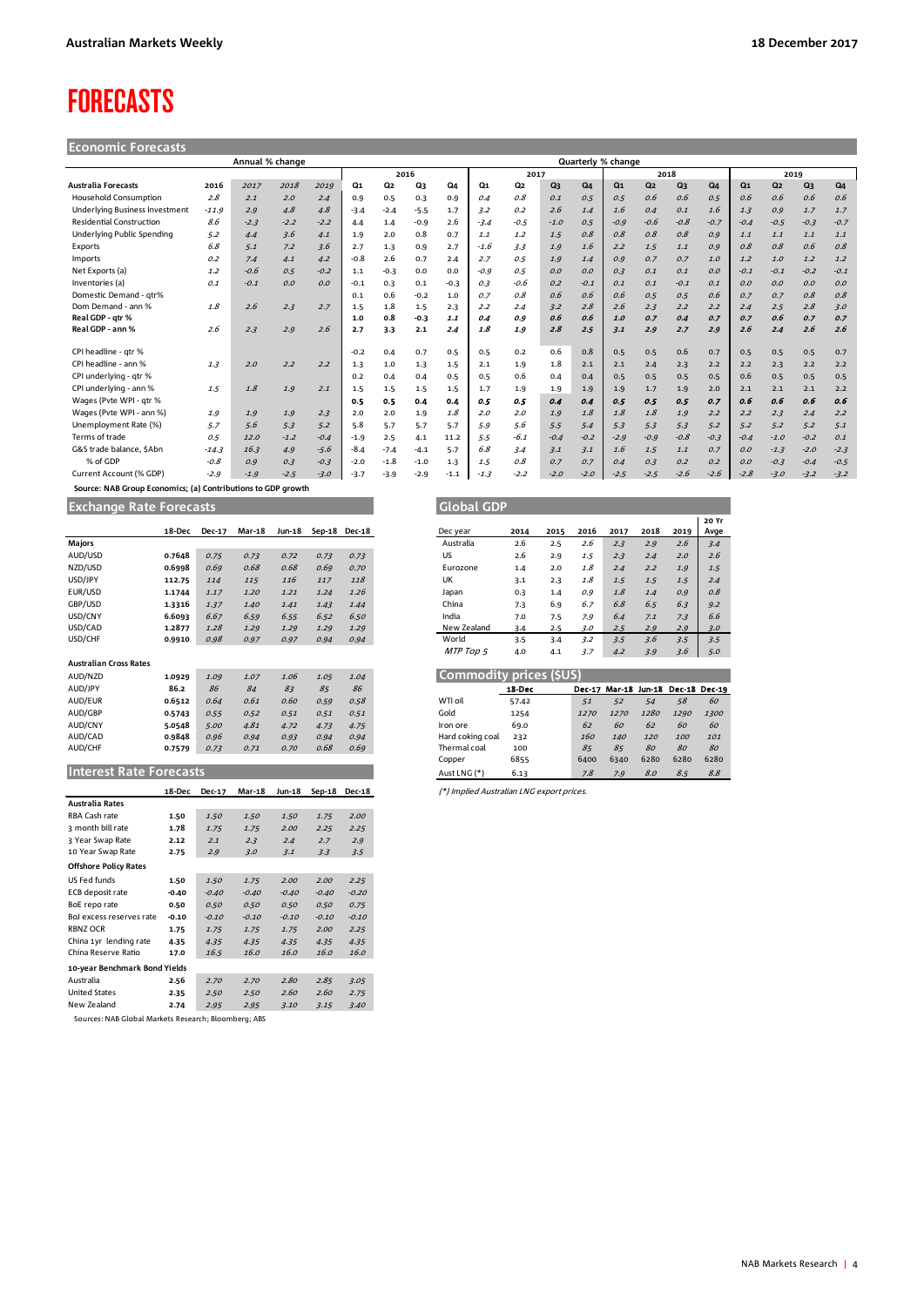# FORECASTS

## Economic Forecasts

| Australia Forecasts | Annual % change | | | | Quarterly % change | | | | | | | | | | | | | | | |
|---|---|---|---|---|---|---|---|---|---|---|---|---|---|---|---|---|---|---|---|---|
| | | | | | 2016 | | | | 2017 | | | | 2018 | | | | 2019 | | | |
| | 2016 | 2017 | 2018 | 2019 | Q1 | Q2 | Q3 | Q4 | Q1 | Q2 | Q3 | Q4 | Q1 | Q2 | Q3 | Q4 | Q1 | Q2 | Q3 | Q4 |
| Household Consumption | 2.8 | 2.1 | 2.0 | 2.4 | 0.9 | 0.5 | 0.3 | 0.9 | 0.4 | 0.8 | 0.1 | 0.5 | 0.5 | 0.6 | 0.6 | 0.5 | 0.6 | 0.6 | 0.6 | 0.6 |
| Underlying Business Investment | -11.9 | 2.9 | 4.8 | 4.8 | -3.4 | -2.4 | -5.5 | 1.7 | 3.2 | 0.2 | 2.6 | 1.4 | 1.6 | 0.4 | 0.1 | 1.6 | 1.3 | 0.9 | 1.7 | 1.7 |
| Residential Construction | 8.6 | -2.3 | -2.2 | -2.2 | 4.4 | 1.4 | -0.9 | 2.6 | -3.4 | -0.5 | -1.0 | 0.5 | -0.9 | -0.6 | -0.8 | -0.7 | -0.4 | -0.5 | -0.3 | -0.7 |
| Underlying Public Spending | 5.2 | 4.4 | 3.6 | 4.1 | 1.9 | 2.0 | 0.8 | 0.7 | 1.1 | 1.2 | 1.5 | 0.8 | 0.8 | 0.8 | 0.8 | 0.9 | 1.1 | 1.1 | 1.1 | 1.1 |
| Exports | 6.8 | 5.1 | 7.2 | 3.6 | 2.7 | 1.3 | 0.9 | 2.7 | -1.6 | 3.3 | 1.9 | 1.6 | 2.2 | 1.5 | 1.1 | 0.9 | 0.8 | 0.8 | 0.6 | 0.8 |
| Imports | 0.2 | 7.4 | 4.1 | 4.2 | -0.8 | 2.6 | 0.7 | 2.4 | 2.7 | 0.5 | 1.9 | 1.4 | 0.9 | 0.7 | 0.7 | 1.0 | 1.2 | 1.0 | 1.2 | 1.2 |
| Net Exports (a) | 1.2 | -0.6 | 0.5 | -0.2 | 1.1 | -0.3 | 0.0 | 0.0 | -0.9 | 0.5 | 0.0 | 0.0 | 0.3 | 0.1 | 0.1 | 0.0 | -0.1 | -0.1 | -0.2 | -0.1 |
| Inventories (a) | 0.1 | -0.1 | 0.0 | 0.0 | -0.1 | 0.3 | 0.1 | -0.3 | 0.3 | -0.6 | 0.2 | -0.1 | 0.1 | 0.1 | -0.1 | 0.1 | 0.0 | 0.0 | 0.0 | 0.0 |
| Domestic Demand - qtr% | | | | | 0.1 | 0.6 | -0.2 | 1.0 | 0.7 | 0.8 | 0.6 | 0.6 | 0.6 | 0.5 | 0.5 | 0.6 | 0.7 | 0.7 | 0.8 | 0.8 |
| Dom Demand - ann % | 1.8 | 2.6 | 2.3 | 2.7 | 1.5 | 1.8 | 1.5 | 2.3 | 2.2 | 2.4 | 3.2 | 2.8 | 2.6 | 2.3 | 2.2 | 2.2 | 2.4 | 2.5 | 2.8 | 3.0 |
| **Real GDP - qtr %** | | | | | **1.0** | **0.8** | **-0.3** | **1.1** | **0.4** | **0.9** | **0.6** | **0.6** | **1.0** | **0.7** | **0.4** | **0.7** | **0.7** | **0.6** | **0.7** | **0.7** |
| **Real GDP - ann %** | **2.6** | **2.3** | **2.9** | **2.6** | **2.7** | **3.3** | **2.1** | **2.4** | **1.8** | **1.9** | **2.8** | **2.5** | **3.1** | **2.9** | **2.7** | **2.9** | **2.6** | **2.4** | **2.6** | **2.6** |
| CPI headline - qtr % | | | | | -0.2 | 0.4 | 0.7 | 0.5 | 0.5 | 0.2 | 0.6 | 0.8 | 0.5 | 0.5 | 0.6 | 0.7 | 0.5 | 0.5 | 0.5 | 0.7 |
| CPI headline - ann % | 1.3 | 2.0 | 2.2 | 2.2 | 1.3 | 1.0 | 1.3 | 1.5 | 2.1 | 1.9 | 1.8 | 2.1 | 2.1 | 2.4 | 2.3 | 2.2 | 2.2 | 2.3 | 2.2 | 2.2 |
| CPI underlying - qtr % | | | | | 0.2 | 0.4 | 0.4 | 0.5 | 0.5 | 0.5 | 0.4 | 0.4 | 0.5 | 0.5 | 0.5 | 0.5 | 0.6 | 0.5 | 0.5 | 0.5 |
| CPI underlying - ann % | 1.5 | 1.8 | 1.9 | 2.1 | 1.5 | 1.5 | 1.5 | 1.5 | 1.7 | 1.9 | 1.9 | 1.9 | 1.9 | 1.7 | 1.9 | 2.0 | 2.1 | 2.1 | 2.1 | 2.2 |
| Wages (Pvte WPI - qtr % | | | | | **0.5** | **0.5** | **0.4** | **0.4** | **0.5** | **0.5** | **0.4** | **0.4** | **0.5** | **0.5** | **0.5** | **0.7** | **0.6** | **0.6** | **0.6** | **0.6** |
| Wages (Pvte WPI - ann %) | 1.9 | 1.9 | 1.9 | 2.3 | 2.0 | 2.0 | 1.9 | 1.8 | 2.0 | 2.0 | 1.9 | 1.8 | 1.8 | 1.8 | 1.9 | 2.2 | 2.2 | 2.3 | 2.4 | 2.2 |
| Unemployment Rate (%) | 5.7 | 5.6 | 5.3 | 5.2 | 5.8 | 5.7 | 5.7 | 5.7 | 5.9 | 5.6 | 5.5 | 5.4 | 5.3 | 5.3 | 5.3 | 5.2 | 5.2 | 5.2 | 5.2 | 5.1 |
| Terms of trade | 0.5 | 12.0 | -1.2 | -0.4 | -1.9 | 2.5 | 4.1 | 11.2 | 5.5 | -6.1 | -0.4 | -0.2 | -2.9 | -0.9 | -0.8 | -0.3 | -0.4 | -1.0 | -0.2 | 0.1 |
| G&S trade balance, $Abn | -14.3 | 16.3 | 4.9 | -5.6 | -8.4 | -7.4 | -4.1 | 5.7 | 6.8 | 3.4 | 3.1 | 3.1 | 1.6 | 1.5 | 1.1 | 0.7 | 0.0 | -1.3 | -2.0 | -2.3 |
| % of GDP | -0.8 | 0.9 | 0.3 | -0.3 | -2.0 | -1.8 | -1.0 | 1.3 | 1.5 | 0.8 | 0.7 | 0.7 | 0.4 | 0.3 | 0.2 | 0.2 | 0.0 | -0.3 | -0.4 | -0.5 |
| Current Account (% GDP) | -2.9 | -1.9 | -2.5 | -3.0 | -3.7 | -3.9 | -2.9 | -1.1 | -1.3 | -2.2 | -2.0 | -2.0 | -2.5 | -2.5 | -2.6 | -2.6 | -2.8 | -3.0 | -3.2 | -3.2 |

Source: NAB Group Economics; (a) Contributions to GDP growth

## Exchange Rate Forecasts

| | 18-Dec | Dec-17 | Mar-18 | Jun-18 | Sep-18 | Dec-18 |
|---|---|---|---|---|---|---|
| **Majors** | | | | | | |
| AUD/USD | 0.7648 | 0.75 | 0.73 | 0.72 | 0.73 | 0.73 |
| NZD/USD | 0.6998 | 0.69 | 0.68 | 0.68 | 0.69 | 0.70 |
| USD/JPY | 112.75 | 114 | 115 | 116 | 117 | 118 |
| EUR/USD | 1.1744 | 1.17 | 1.20 | 1.21 | 1.24 | 1.26 |
| GBP/USD | 1.3316 | 1.37 | 1.40 | 1.41 | 1.43 | 1.44 |
| USD/CNY | 6.6093 | 6.67 | 6.59 | 6.55 | 6.52 | 6.50 |
| USD/CAD | 1.2877 | 1.28 | 1.29 | 1.29 | 1.29 | 1.29 |
| USD/CHF | 0.9910 | 0.98 | 0.97 | 0.97 | 0.94 | 0.94 |
| **Australian Cross Rates** | | | | | | |
| AUD/NZD | 1.0929 | 1.09 | 1.07 | 1.06 | 1.05 | 1.04 |
| AUD/JPY | 86.2 | 86 | 84 | 83 | 85 | 86 |
| AUD/EUR | 0.6512 | 0.64 | 0.61 | 0.60 | 0.59 | 0.58 |
| AUD/GBP | 0.5743 | 0.55 | 0.52 | 0.51 | 0.51 | 0.51 |
| AUD/CNY | 5.0548 | 5.00 | 4.81 | 4.72 | 4.73 | 4.75 |
| AUD/CAD | 0.9848 | 0.96 | 0.94 | 0.93 | 0.94 | 0.94 |
| AUD/CHF | 0.7579 | 0.73 | 0.71 | 0.70 | 0.68 | 0.69 |

## Interest Rate Forecasts

| | 18-Dec | Dec-17 | Mar-18 | Jun-18 | Sep-18 | Dec-18 |
|---|---|---|---|---|---|---|
| **Australia Rates** | | | | | | |
| RBA Cash rate | 1.50 | 1.50 | 1.50 | 1.50 | 1.75 | 2.00 |
| 3 month bill rate | 1.78 | 1.75 | 1.75 | 2.00 | 2.25 | 2.25 |
| 3 Year Swap Rate | 2.12 | 2.1 | 2.3 | 2.4 | 2.7 | 2.9 |
| 10 Year Swap Rate | 2.75 | 2.9 | 3.0 | 3.1 | 3.3 | 3.5 |
| **Offshore Policy Rates** | | | | | | |
| US Fed funds | 1.50 | 1.50 | 1.75 | 2.00 | 2.00 | 2.25 |
| ECB deposit rate | -0.40 | -0.40 | -0.40 | -0.40 | -0.40 | -0.20 |
| BoE repo rate | 0.50 | 0.50 | 0.50 | 0.50 | 0.50 | 0.75 |
| BoJ excess reserves rate | -0.10 | -0.10 | -0.10 | -0.10 | -0.10 | -0.10 |
| RBNZ OCR | 1.75 | 1.75 | 1.75 | 1.75 | 2.00 | 2.25 |
| China 1yr lending rate | 4.35 | 4.35 | 4.35 | 4.35 | 4.35 | 4.35 |
| China Reserve Ratio | 17.0 | 16.5 | 16.0 | 16.0 | 16.0 | 16.0 |
| **10-year Benchmark Bond Yields** | | | | | | |
| Australia | 2.56 | 2.70 | 2.70 | 2.80 | 2.85 | 3.05 |
| United States | 2.35 | 2.50 | 2.50 | 2.60 | 2.60 | 2.75 |
| New Zealand | 2.74 | 2.95 | 2.95 | 3.10 | 3.15 | 3.40 |

Sources: NAB Global Markets Research; Bloomberg; ABS

## Global GDP

| Dec year | 2014 | 2015 | 2016 | 2017 | 2018 | 2019 | 20 Yr Avge |
|---|---|---|---|---|---|---|---|
| Australia | 2.6 | 2.5 | 2.6 | 2.3 | 2.9 | 2.6 | 3.4 |
| US | 2.6 | 2.9 | 1.5 | 2.3 | 2.4 | 2.0 | 2.6 |
| Eurozone | 1.4 | 2.0 | 1.8 | 2.4 | 2.2 | 1.9 | 1.5 |
| UK | 3.1 | 2.3 | 1.8 | 1.5 | 1.5 | 1.5 | 2.4 |
| Japan | 0.3 | 1.4 | 0.9 | 1.8 | 1.4 | 0.9 | 0.8 |
| China | 7.3 | 6.9 | 6.7 | 6.8 | 6.5 | 6.3 | 9.2 |
| India | 7.0 | 7.5 | 7.9 | 6.4 | 7.1 | 7.3 | 6.6 |
| New Zealand | 3.4 | 2.5 | 3.0 | 2.5 | 2.9 | 2.9 | 3.0 |
| World | 3.5 | 3.4 | 3.2 | 3.5 | 3.6 | 3.5 | 3.5 |
| *MTP Top 5* | 4.0 | 4.1 | 3.7 | 4.2 | 3.9 | 3.6 | 5.0 |

## Commodity prices ($US)

| | 18-Dec | Dec-17 | Mar-18 | Jun-18 | Dec-18 | Dec-19 |
|---|---|---|---|---|---|---|
| WTI oil | 57.42 | 51 | 52 | 54 | 58 | 60 |
| Gold | 1254 | 1270 | 1270 | 1280 | 1290 | 1300 |
| Iron ore | 69.0 | 62 | 60 | 62 | 60 | 60 |
| Hard coking coal | 232 | 160 | 140 | 120 | 100 | 101 |
| Thermal coal | 100 | 85 | 85 | 80 | 80 | 80 |
| Copper | 6855 | 6400 | 6340 | 6280 | 6280 | 6280 |
| Aust LNG (*) | 6.13 | 7.8 | 7.9 | 8.0 | 8.5 | 8.8 |

(*) Implied Australian LNG export prices.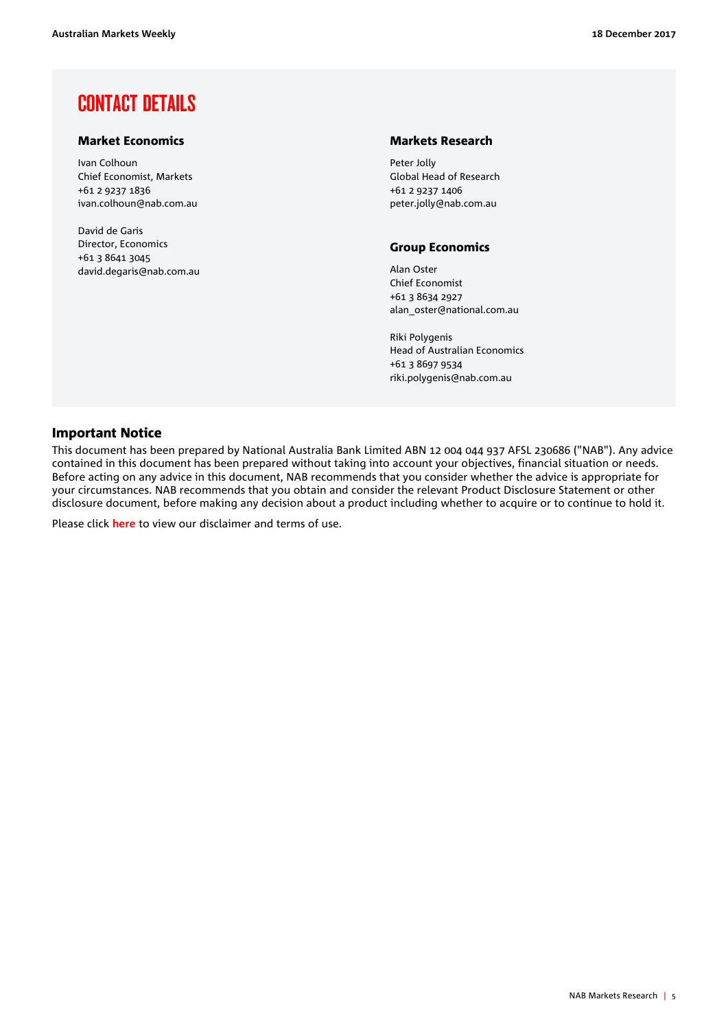# CONTACT DETAILS

## Market Economics

Ivan Colhoun
Chief Economist, Markets
+61 2 9237 1836
ivan.colhoun@nab.com.au

David de Garis
Director, Economics
+61 3 8641 3045
david.degaris@nab.com.au

## Markets Research

Peter Jolly
Global Head of Research
+61 2 9237 1406
peter.jolly@nab.com.au

## Group Economics

Alan Oster
Chief Economist
+61 3 8634 2927
alan_oster@national.com.au

Riki Polygenis
Head of Australian Economics
+61 3 8697 9534
riki.polygenis@nab.com.au

## Important Notice

This document has been prepared by National Australia Bank Limited ABN 12 004 044 937 AFSL 230686 ("NAB"). Any advice contained in this document has been prepared without taking into account your objectives, financial situation or needs. Before acting on any advice in this document, NAB recommends that you consider whether the advice is appropriate for your circumstances. NAB recommends that you obtain and consider the relevant Product Disclosure Statement or other disclosure document, before making any decision about a product including whether to acquire or to continue to hold it.

Please click **here** to view our disclaimer and terms of use.